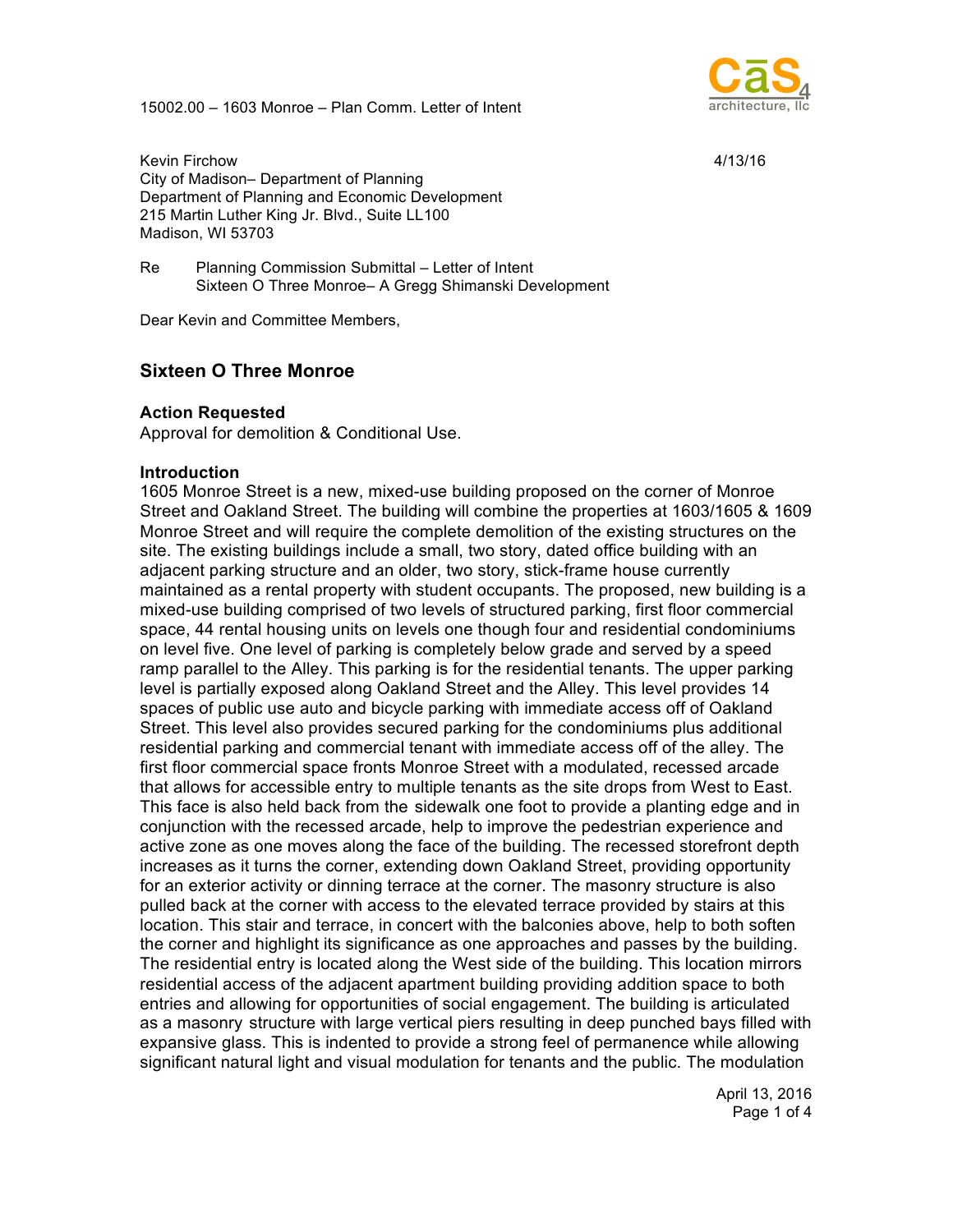15002.00 – 1603 Monroe – Plan Comm. Letter of Intent

Kevin Firchow
City of Madison– Department of Planning
Department of Planning and Economic Development
215 Martin Luther King Jr. Blvd., Suite LL100
Madison, WI 53703

4/13/16

Re Planning Commission Submittal – Letter of Intent
Sixteen O Three Monroe– A Gregg Shimanski Development

Dear Kevin and Committee Members,

## Sixteen O Three Monroe

### Action Requested

Approval for demolition & Conditional Use.

### Introduction

1605 Monroe Street is a new, mixed-use building proposed on the corner of Monroe Street and Oakland Street. The building will combine the properties at 1603/1605 & 1609 Monroe Street and will require the complete demolition of the existing structures on the site. The existing buildings include a small, two story, dated office building with an adjacent parking structure and an older, two story, stick-frame house currently maintained as a rental property with student occupants. The proposed, new building is a mixed-use building comprised of two levels of structured parking, first floor commercial space, 44 rental housing units on levels one though four and residential condominiums on level five. One level of parking is completely below grade and served by a speed ramp parallel to the Alley. This parking is for the residential tenants. The upper parking level is partially exposed along Oakland Street and the Alley. This level provides 14 spaces of public use auto and bicycle parking with immediate access off of Oakland Street. This level also provides secured parking for the condominiums plus additional residential parking and commercial tenant with immediate access off of the alley. The first floor commercial space fronts Monroe Street with a modulated, recessed arcade that allows for accessible entry to multiple tenants as the site drops from West to East. This face is also held back from the sidewalk one foot to provide a planting edge and in conjunction with the recessed arcade, help to improve the pedestrian experience and active zone as one moves along the face of the building. The recessed storefront depth increases as it turns the corner, extending down Oakland Street, providing opportunity for an exterior activity or dinning terrace at the corner. The masonry structure is also pulled back at the corner with access to the elevated terrace provided by stairs at this location. This stair and terrace, in concert with the balconies above, help to both soften the corner and highlight its significance as one approaches and passes by the building. The residential entry is located along the West side of the building. This location mirrors residential access of the adjacent apartment building providing addition space to both entries and allowing for opportunities of social engagement. The building is articulated as a masonry structure with large vertical piers resulting in deep punched bays filled with expansive glass. This is indented to provide a strong feel of permanence while allowing significant natural light and visual modulation for tenants and the public. The modulation

April 13, 2016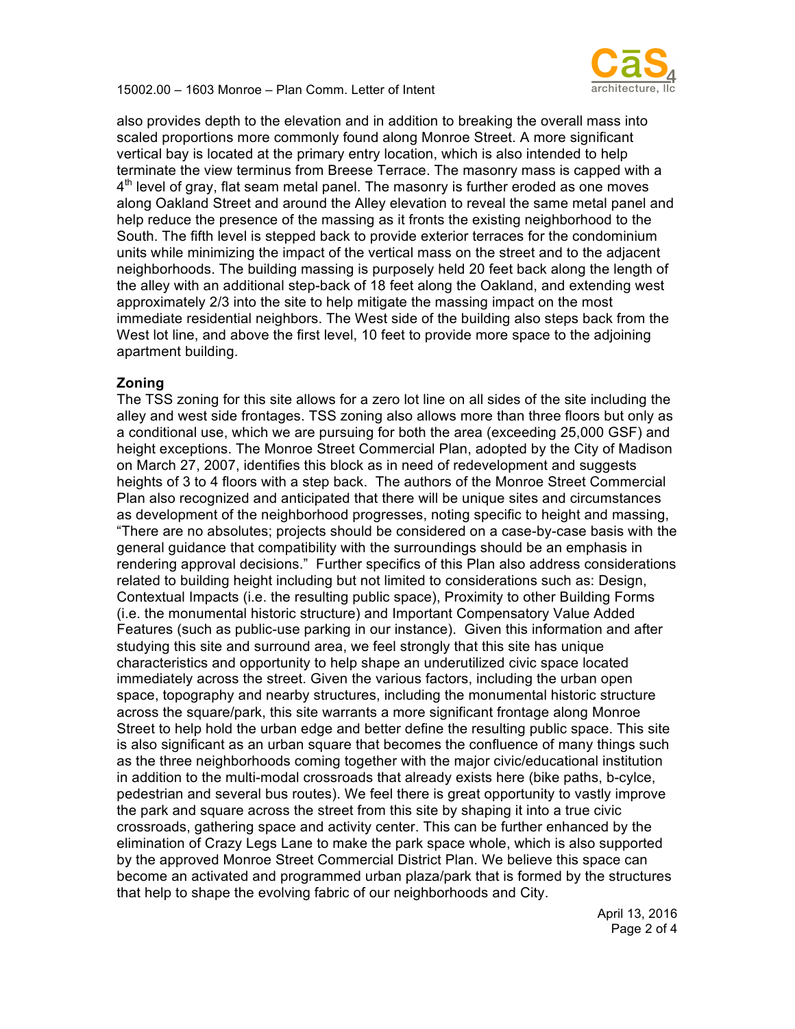also provides depth to the elevation and in addition to breaking the overall mass into scaled proportions more commonly found along Monroe Street. A more significant vertical bay is located at the primary entry location, which is also intended to help terminate the view terminus from Breese Terrace. The masonry mass is capped with a 4th level of gray, flat seam metal panel. The masonry is further eroded as one moves along Oakland Street and around the Alley elevation to reveal the same metal panel and help reduce the presence of the massing as it fronts the existing neighborhood to the South. The fifth level is stepped back to provide exterior terraces for the condominium units while minimizing the impact of the vertical mass on the street and to the adjacent neighborhoods. The building massing is purposely held 20 feet back along the length of the alley with an additional step-back of 18 feet along the Oakland, and extending west approximately 2/3 into the site to help mitigate the massing impact on the most immediate residential neighbors. The West side of the building also steps back from the West lot line, and above the first level, 10 feet to provide more space to the adjoining apartment building.

**Zoning**

The TSS zoning for this site allows for a zero lot line on all sides of the site including the alley and west side frontages. TSS zoning also allows more than three floors but only as a conditional use, which we are pursuing for both the area (exceeding 25,000 GSF) and height exceptions. The Monroe Street Commercial Plan, adopted by the City of Madison on March 27, 2007, identifies this block as in need of redevelopment and suggests heights of 3 to 4 floors with a step back. The authors of the Monroe Street Commercial Plan also recognized and anticipated that there will be unique sites and circumstances as development of the neighborhood progresses, noting specific to height and massing, "There are no absolutes; projects should be considered on a case-by-case basis with the general guidance that compatibility with the surroundings should be an emphasis in rendering approval decisions." Further specifics of this Plan also address considerations related to building height including but not limited to considerations such as: Design, Contextual Impacts (i.e. the resulting public space), Proximity to other Building Forms (i.e. the monumental historic structure) and Important Compensatory Value Added Features (such as public-use parking in our instance). Given this information and after studying this site and surround area, we feel strongly that this site has unique characteristics and opportunity to help shape an underutilized civic space located immediately across the street. Given the various factors, including the urban open space, topography and nearby structures, including the monumental historic structure across the square/park, this site warrants a more significant frontage along Monroe Street to help hold the urban edge and better define the resulting public space. This site is also significant as an urban square that becomes the confluence of many things such as the three neighborhoods coming together with the major civic/educational institution in addition to the multi-modal crossroads that already exists here (bike paths, b-cylce, pedestrian and several bus routes). We feel there is great opportunity to vastly improve the park and square across the street from this site by shaping it into a true civic crossroads, gathering space and activity center. This can be further enhanced by the elimination of Crazy Legs Lane to make the park space whole, which is also supported by the approved Monroe Street Commercial District Plan. We believe this space can become an activated and programmed urban plaza/park that is formed by the structures that help to shape the evolving fabric of our neighborhoods and City.

April 13, 2016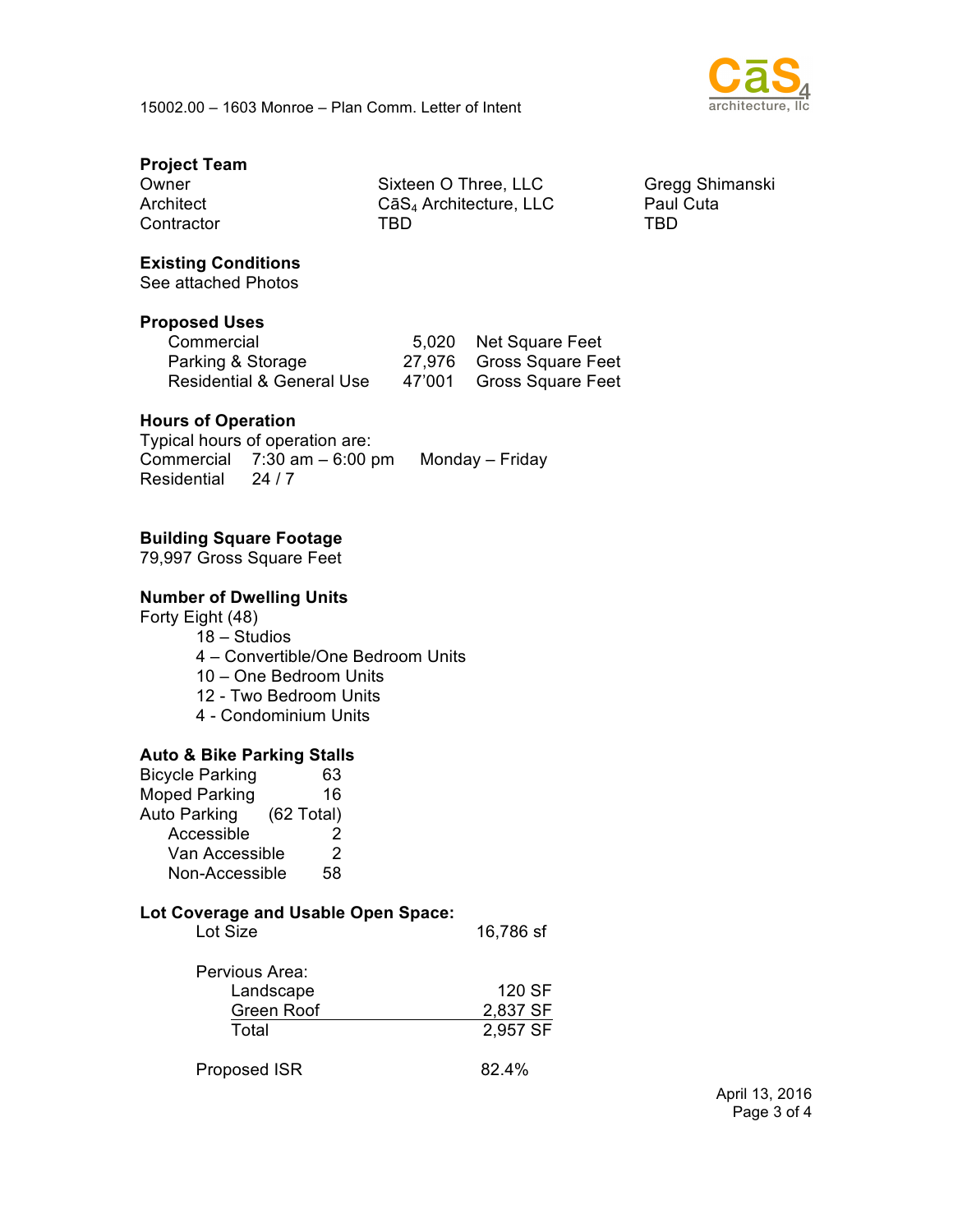## Project Team

| | | |
|---|---|---|
| Owner | Sixteen O Three, LLC | Gregg Shimanski |
| Architect | CāS$_4$ Architecture, LLC | Paul Cuta |
| Contractor | TBD | TBD |

## Existing Conditions

See attached Photos

## Proposed Uses

| | | |
|---|---|---|
| Commercial | 5,020 | Net Square Feet |
| Parking & Storage | 27,976 | Gross Square Feet |
| Residential & General Use | 47'001 | Gross Square Feet |

## Hours of Operation

Typical hours of operation are:

| | | |
|---|---|---|
| Commercial | 7:30 am – 6:00 pm | Monday – Friday |
| Residential | 24 / 7 | |

## Building Square Footage

79,997 Gross Square Feet

## Number of Dwelling Units

Forty Eight (48)

- 18 – Studios
- 4 – Convertible/One Bedroom Units
- 10 – One Bedroom Units
- 12 - Two Bedroom Units
- 4 - Condominium Units

## Auto & Bike Parking Stalls

| | |
|---|---|
| Bicycle Parking | 63 |
| Moped Parking | 16 |
| Auto Parking | (62 Total) |
| Accessible | 2 |
| Van Accessible | 2 |
| Non-Accessible | 58 |

## Lot Coverage and Usable Open Space:

| | |
|---|---|
| Lot Size | 16,786 sf |
| Pervious Area: | |
| Landscape | 120 SF |
| Green Roof | 2,837 SF |
| Total | 2,957 SF |
| Proposed ISR | 82.4% |

April 13, 2016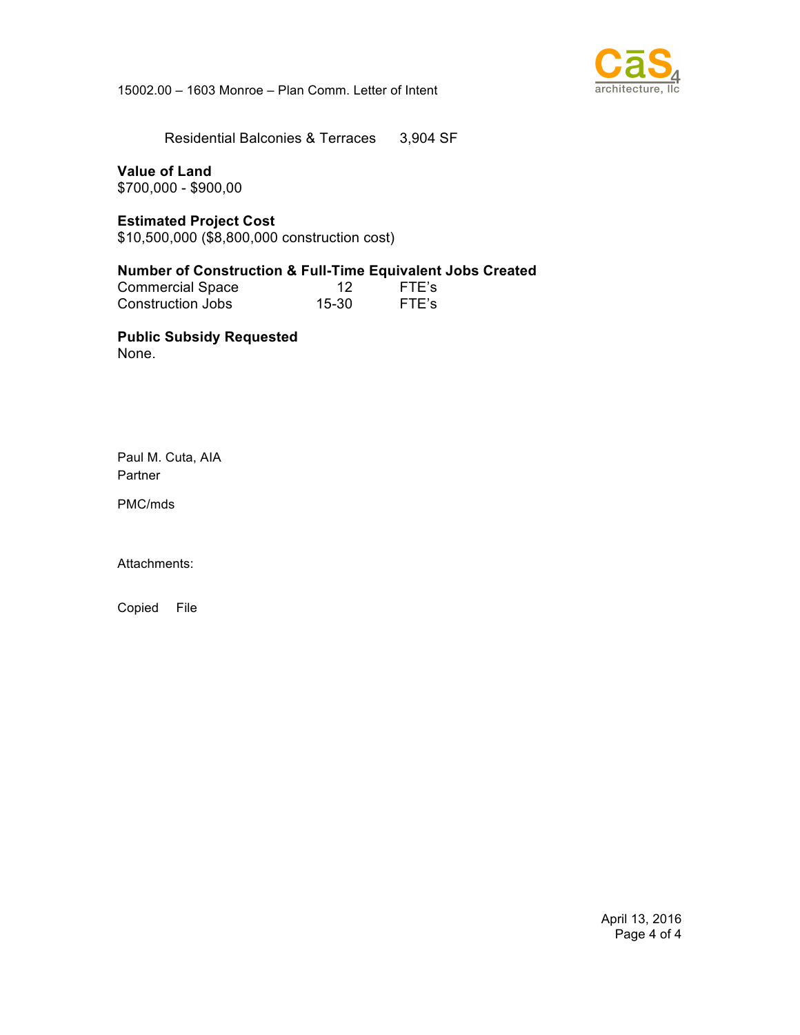Residential Balconies & Terraces 3,904 SF

**Value of Land**
$700,000 - $900,00

**Estimated Project Cost**
$10,500,000 ($8,800,000 construction cost)

**Number of Construction & Full-Time Equivalent Jobs Created**

| | | |
|---|---|---|
| Commercial Space | 12 | FTE's |
| Construction Jobs | 15-30 | FTE's |

**Public Subsidy Requested**
None.

Paul M. Cuta, AIA
Partner

PMC/mds

Attachments:

Copied File

April 13, 2016